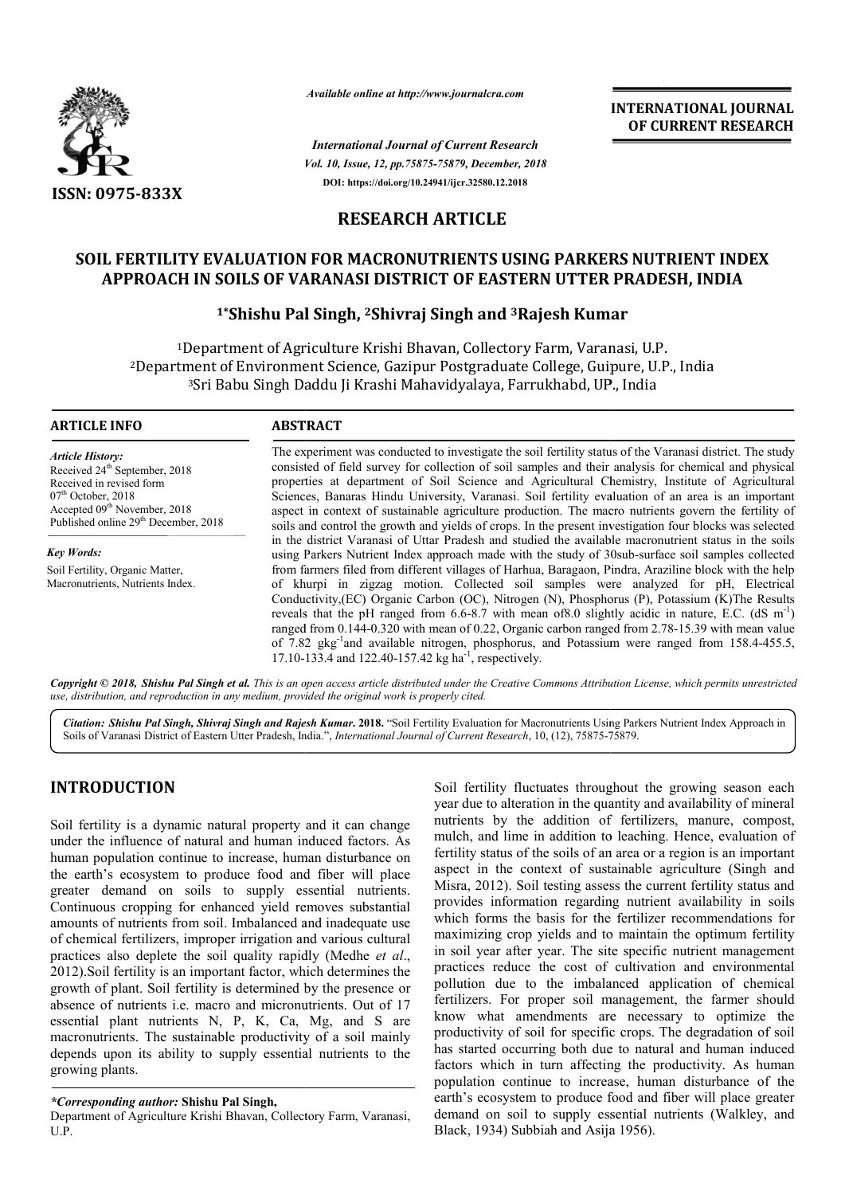*Available online at http://www.journalcra.com*

*International Journal of Current Research*
*Vol. 10, Issue, 12, pp.75875-75879, December, 2018*
**DOI: https://doi.org/10.24941/ijcr.32580.12.2018**

**INTERNATIONAL JOURNAL OF CURRENT RESEARCH**

**ISSN: 0975-833X**

## RESEARCH ARTICLE

# SOIL FERTILITY EVALUATION FOR MACRONUTRIENTS USING PARKERS NUTRIENT INDEX APPROACH IN SOILS OF VARANASI DISTRICT OF EASTERN UTTER PRADESH, INDIA

**[1*]Shishu Pal Singh, [2]Shivraj Singh and [3]Rajesh Kumar**

[1]Department of Agriculture Krishi Bhavan, Collectory Farm, Varanasi, U.P.
[2]Department of Environment Science, Gazipur Postgraduate College, Guipure, U.P., India
[3]Sri Babu Singh Daddu Ji Krashi Mahavidyalaya, Farrukhabd, UP., India

**ARTICLE INFO**

*Article History:*
Received 24[th] September, 2018
Received in revised form
07[th] October, 2018
Accepted 09[th] November, 2018
Published online 29[th] December, 2018

*Key Words:*
Soil Fertility, Organic Matter, Macronutrients, Nutrients Index.

**ABSTRACT**

The experiment was conducted to investigate the soil fertility status of the Varanasi district. The study consisted of field survey for collection of soil samples and their analysis for chemical and physical properties at department of Soil Science and Agricultural Chemistry, Institute of Agricultural Sciences, Banaras Hindu University, Varanasi. Soil fertility evaluation of an area is an important aspect in context of sustainable agriculture production. The macro nutrients govern the fertility of soils and control the growth and yields of crops. In the present investigation four blocks was selected in the district Varanasi of Uttar Pradesh and studied the available macronutrient status in the soils using Parkers Nutrient Index approach made with the study of 30sub-surface soil samples collected from farmers filed from different villages of Harhua, Baragaon, Pindra, Araziline block with the help of khurpi in zigzag motion. Collected soil samples were analyzed for pH, Electrical Conductivity,(EC) Organic Carbon (OC), Nitrogen (N), Phosphorus (P), Potassium (K)The Results reveals that the pH ranged from 6.6-8.7 with mean of8.0 slightly acidic in nature, E.C. (dS $m^{-1}$) ranged from 0.144-0.320 with mean of 0.22, Organic carbon ranged from 2.78-15.39 with mean value of 7.82 $gkg^{-1}$and available nitrogen, phosphorus, and Potassium were ranged from 158.4-455.5, 17.10-133.4 and 122.40-157.42 kg $ha^{-1}$, respectively.

*Copyright © 2018, Shishu Pal Singh et al. This is an open access article distributed under the Creative Commons Attribution License, which permits unrestricted use, distribution, and reproduction in any medium, provided the original work is properly cited.*

*Citation: Shishu Pal Singh, Shivraj Singh and Rajesh Kumar.* **2018.** "Soil Fertility Evaluation for Macronutrients Using Parkers Nutrient Index Approach in Soils of Varanasi District of Eastern Utter Pradesh, India.", *International Journal of Current Research*, 10, (12), 75875-75879.

## INTRODUCTION

Soil fertility is a dynamic natural property and it can change under the influence of natural and human induced factors. As human population continue to increase, human disturbance on the earth's ecosystem to produce food and fiber will place greater demand on soils to supply essential nutrients. Continuous cropping for enhanced yield removes substantial amounts of nutrients from soil. Imbalanced and inadequate use of chemical fertilizers, improper irrigation and various cultural practices also deplete the soil quality rapidly (Medhe *et al*., 2012).Soil fertility is an important factor, which determines the growth of plant. Soil fertility is determined by the presence or absence of nutrients i.e. macro and micronutrients. Out of 17 essential plant nutrients N, P, K, Ca, Mg, and S are macronutrients. The sustainable productivity of a soil mainly depends upon its ability to supply essential nutrients to the growing plants.

Soil fertility fluctuates throughout the growing season each year due to alteration in the quantity and availability of mineral nutrients by the addition of fertilizers, manure, compost, mulch, and lime in addition to leaching. Hence, evaluation of fertility status of the soils of an area or a region is an important aspect in the context of sustainable agriculture (Singh and Misra, 2012). Soil testing assess the current fertility status and provides information regarding nutrient availability in soils which forms the basis for the fertilizer recommendations for maximizing crop yields and to maintain the optimum fertility in soil year after year. The site specific nutrient management practices reduce the cost of cultivation and environmental pollution due to the imbalanced application of chemical fertilizers. For proper soil management, the farmer should know what amendments are necessary to optimize the productivity of soil for specific crops. The degradation of soil has started occurring both due to natural and human induced factors which in turn affecting the productivity. As human population continue to increase, human disturbance of the earth's ecosystem to produce food and fiber will place greater demand on soil to supply essential nutrients (Walkley, and Black, 1934) Subbiah and Asija 1956).

*\*Corresponding author:* **Shishu Pal Singh,**
Department of Agriculture Krishi Bhavan, Collectory Farm, Varanasi, U.P.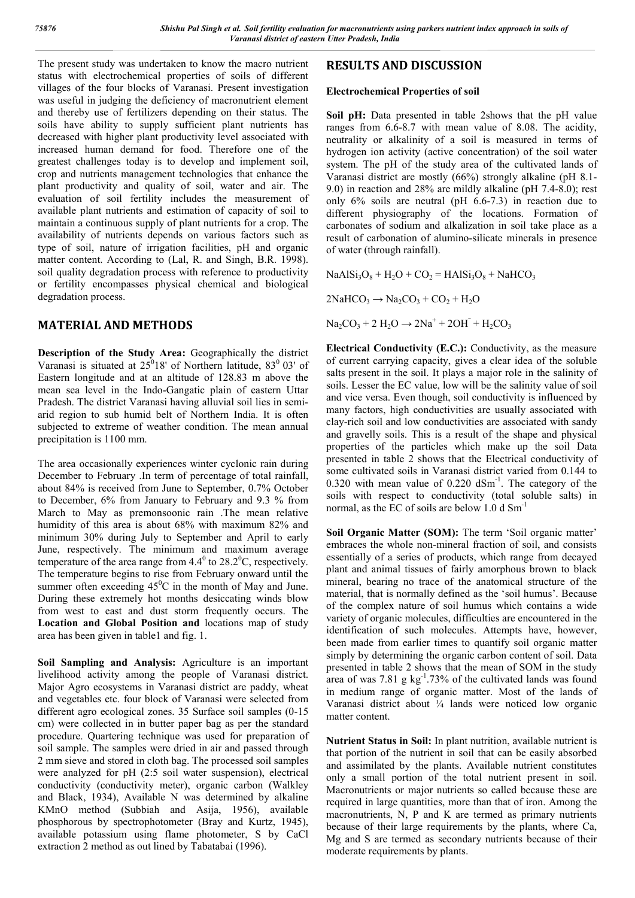The present study was undertaken to know the macro nutrient status with electrochemical properties of soils of different villages of the four blocks of Varanasi. Present investigation was useful in judging the deficiency of macronutrient element and thereby use of fertilizers depending on their status. The soils have ability to supply sufficient plant nutrients has decreased with higher plant productivity level associated with increased human demand for food. Therefore one of the greatest challenges today is to develop and implement soil, crop and nutrients management technologies that enhance the plant productivity and quality of soil, water and air. The evaluation of soil fertility includes the measurement of available plant nutrients and estimation of capacity of soil to maintain a continuous supply of plant nutrients for a crop. The availability of nutrients depends on various factors such as type of soil, nature of irrigation facilities, pH and organic matter content. According to (Lal, R. and Singh, B.R. 1998). soil quality degradation process with reference to productivity or fertility encompasses physical chemical and biological degradation process.

## MATERIAL AND METHODS

**Description of the Study Area:** Geographically the district Varanasi is situated at $25^0 18'$ of Northern latitude, $83^0$ 03' of Eastern longitude and at an altitude of 128.83 m above the mean sea level in the Indo-Gangatic plain of eastern Uttar Pradesh. The district Varanasi having alluvial soil lies in semi-arid region to sub humid belt of Northern India. It is often subjected to extreme of weather condition. The mean annual precipitation is 1100 mm.

The area occasionally experiences winter cyclonic rain during December to February .In term of percentage of total rainfall, about 84% is received from June to September, 0.7% October to December, 6% from January to February and 9.3 % from March to May as premonsoonic rain .The mean relative humidity of this area is about 68% with maximum 82% and minimum 30% during July to September and April to early June, respectively. The minimum and maximum average temperature of the area range from $4.4^0$ to $28.2^0$C, respectively. The temperature begins to rise from February onward until the summer often exceeding $45^0$C in the month of May and June. During these extremely hot months desiccating winds blow from west to east and dust storm frequently occurs. The **Location and Global Position and** locations map of study area has been given in table1 and fig. 1.

**Soil Sampling and Analysis:** Agriculture is an important livelihood activity among the people of Varanasi district. Major Agro ecosystems in Varanasi district are paddy, wheat and vegetables etc. four block of Varanasi were selected from different agro ecological zones. 35 Surface soil samples (0-15 cm) were collected in in butter paper bag as per the standard procedure. Quartering technique was used for preparation of soil sample. The samples were dried in air and passed through 2 mm sieve and stored in cloth bag. The processed soil samples were analyzed for pH (2:5 soil water suspension), electrical conductivity (conductivity meter), organic carbon (Walkley and Black, 1934), Available N was determined by alkaline KMnO method (Subbiah and Asija, 1956), available phosphorous by spectrophotometer (Bray and Kurtz, 1945), available potassium using flame photometer, S by CaCl extraction 2 method as out lined by Tabatabai (1996).

## RESULTS AND DISCUSSION

### Electrochemical Properties of soil

**Soil pH:** Data presented in table 2shows that the pH value ranges from 6.6-8.7 with mean value of 8.08. The acidity, neutrality or alkalinity of a soil is measured in terms of hydrogen ion activity (active concentration) of the soil water system. The pH of the study area of the cultivated lands of Varanasi district are mostly (66%) strongly alkaline (pH 8.1-9.0) in reaction and 28% are mildly alkaline (pH 7.4-8.0); rest only 6% soils are neutral (pH 6.6-7.3) in reaction due to different physiography of the locations. Formation of carbonates of sodium and alkalization in soil take place as a result of carbonation of alumino-silicate minerals in presence of water (through rainfall).

$$NaAlSi_3O_8 + H_2O + CO_2 = HAlSi_3O_8 + NaHCO_3$$

$$2NaHCO_3 \rightarrow Na_2CO_3 + CO_2 + H_2O$$

$$Na_2CO_3 + 2\ H_2O \rightarrow 2Na^+ + 2OH^- + H_2CO_3$$

**Electrical Conductivity (E.C.):** Conductivity, as the measure of current carrying capacity, gives a clear idea of the soluble salts present in the soil. It plays a major role in the salinity of soils. Lesser the EC value, low will be the salinity value of soil and vice versa. Even though, soil conductivity is influenced by many factors, high conductivities are usually associated with clay-rich soil and low conductivities are associated with sandy and gravelly soils. This is a result of the shape and physical properties of the particles which make up the soil Data presented in table 2 shows that the Electrical conductivity of some cultivated soils in Varanasi district varied from 0.144 to 0.320 with mean value of 0.220 $dSm^{-1}$. The category of the soils with respect to conductivity (total soluble salts) in normal, as the EC of soils are below 1.0 d $Sm^{-1}$

**Soil Organic Matter (SOM):** The term 'Soil organic matter' embraces the whole non-mineral fraction of soil, and consists essentially of a series of products, which range from decayed plant and animal tissues of fairly amorphous brown to black mineral, bearing no trace of the anatomical structure of the material, that is normally defined as the 'soil humus'. Because of the complex nature of soil humus which contains a wide variety of organic molecules, difficulties are encountered in the identification of such molecules. Attempts have, however, been made from earlier times to quantify soil organic matter simply by determining the organic carbon content of soil. Data presented in table 2 shows that the mean of SOM in the study area of was 7.81 g $kg^{-1}$.73% of the cultivated lands was found in medium range of organic matter. Most of the lands of Varanasi district about ¼ lands were noticed low organic matter content.

**Nutrient Status in Soil:** In plant nutrition, available nutrient is that portion of the nutrient in soil that can be easily absorbed and assimilated by the plants. Available nutrient constitutes only a small portion of the total nutrient present in soil. Macronutrients or major nutrients so called because these are required in large quantities, more than that of iron. Among the macronutrients, N, P and K are termed as primary nutrients because of their large requirements by the plants, where Ca, Mg and S are termed as secondary nutrients because of their moderate requirements by plants.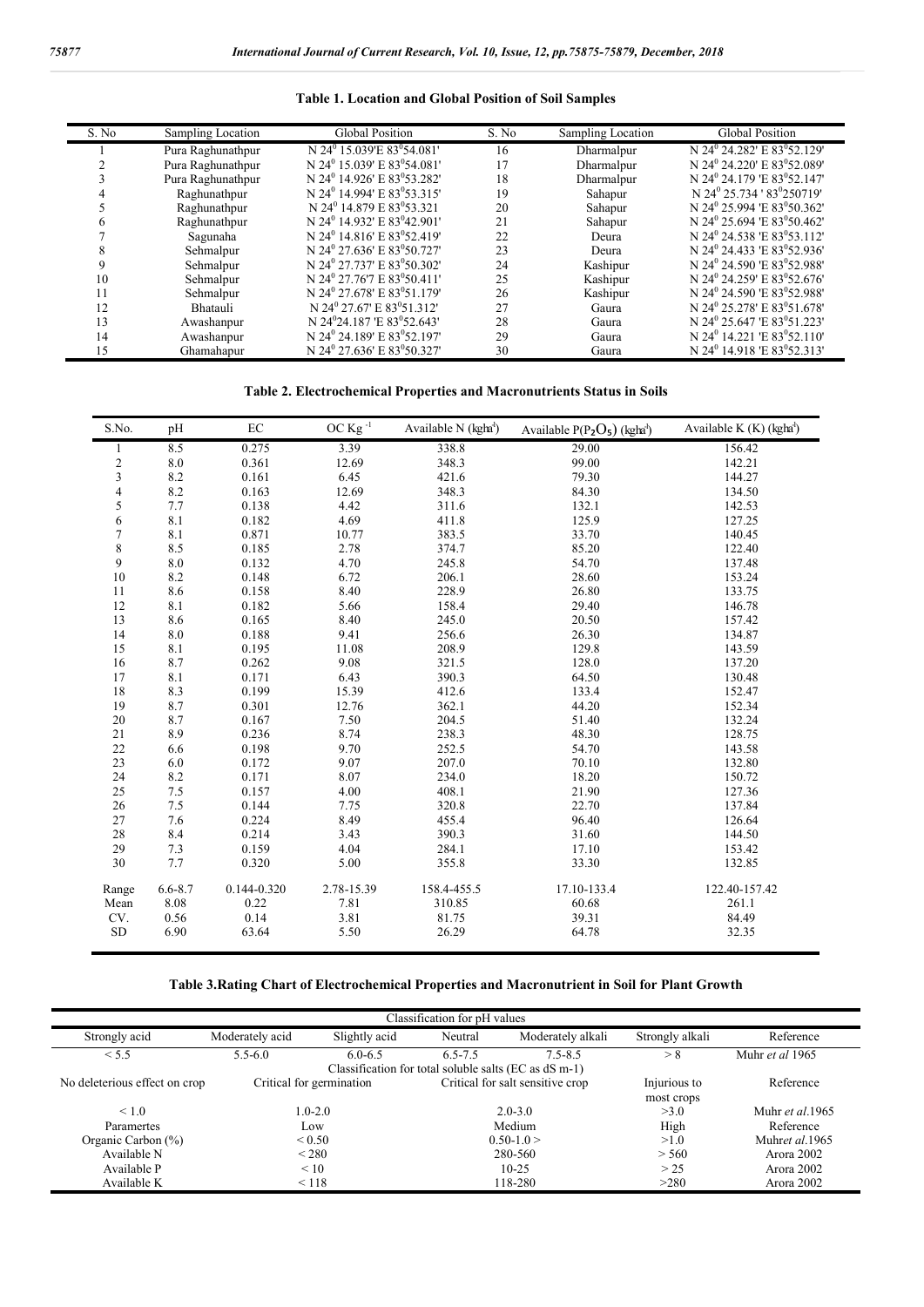**Table 1. Location and Global Position of Soil Samples**

| S. No | Sampling Location | Global Position | S. No | Sampling Location | Global Position |
|---|---|---|---|---|---|
| 1 | Pura Raghunathpur | N $24^0$ 15.039'E $83^0$54.081' | 16 | Dharmalpur | N $24^0$ 24.282' E $83^0$52.129' |
| 2 | Pura Raghunathpur | N $24^0$ 15.039' E $83^0$54.081' | 17 | Dharmalpur | N $24^0$ 24.220' E $83^0$52.089' |
| 3 | Pura Raghunathpur | N $24^0$ 14.926' E $83^0$53.282' | 18 | Dharmalpur | N $24^0$ 24.179 'E $83^0$52.147' |
| 4 | Raghunathpur | N $24^0$ 14.994' E $83^0$53.315' | 19 | Sahapur | N $24^0$ 25.734 ' $83^0$250719' |
| 5 | Raghunathpur | N $24^0$ 14.879 E $83^0$53.321 | 20 | Sahapur | N $24^0$ 25.994 'E $83^0$50.362' |
| 6 | Raghunathpur | N $24^0$ 14.932' E $83^0$42.901' | 21 | Sahapur | N $24^0$ 25.694 'E $83^0$50.462' |
| 7 | Sagunaha | N $24^0$ 14.816' E $83^0$52.419' | 22 | Deura | N $24^0$ 24.538 'E $83^0$53.112' |
| 8 | Sehmalpur | N $24^0$ 27.636' E $83^0$50.727' | 23 | Deura | N $24^0$ 24.433 'E $83^0$52.936' |
| 9 | Sehmalpur | N $24^0$ 27.737' E $83^0$50.302' | 24 | Kashipur | N $24^0$ 24.590 'E $83^0$52.988' |
| 10 | Sehmalpur | N $24^0$ 27.76'7 E $83^0$50.411' | 25 | Kashipur | N $24^0$ 24.259' E $83^0$52.676' |
| 11 | Sehmalpur | N $24^0$ 27.678' E $83^0$51.179' | 26 | Kashipur | N $24^0$ 24.590 'E $83^0$52.988' |
| 12 | Bhatauli | N $24^0$ 27.67' E $83^0$51.312' | 27 | Gaura | N $24^0$ 25.278' E $83^0$51.678' |
| 13 | Awashanpur | N $24^0$24.187 'E $83^0$52.643' | 28 | Gaura | N $24^0$ 25.647 'E $83^0$51.223' |
| 14 | Awashanpur | N $24^0$ 24.189' E $83^0$52.197' | 29 | Gaura | N $24^0$ 14.221 'E $83^0$52.110' |
| 15 | Ghamahapur | N $24^0$ 27.636' E $83^0$50.327' | 30 | Gaura | N $24^0$ 14.918 'E $83^0$52.313' |

**Table 2. Electrochemical Properties and Macronutrients Status in Soils**

| S.No. | pH | EC | OC $Kg^{-1}$ | Available N (kgha$^{-1}$) | Available P($P_2O_5$) (kgha$^{-1}$) | Available K (K) (kgha$^{-1}$) |
|---|---|---|---|---|---|---|
| 1 | 8.5 | 0.275 | 3.39 | 338.8 | 29.00 | 156.42 |
| 2 | 8.0 | 0.361 | 12.69 | 348.3 | 99.00 | 142.21 |
| 3 | 8.2 | 0.161 | 6.45 | 421.6 | 79.30 | 144.27 |
| 4 | 8.2 | 0.163 | 12.69 | 348.3 | 84.30 | 134.50 |
| 5 | 7.7 | 0.138 | 4.42 | 311.6 | 132.1 | 142.53 |
| 6 | 8.1 | 0.182 | 4.69 | 411.8 | 125.9 | 127.25 |
| 7 | 8.1 | 0.871 | 10.77 | 383.5 | 33.70 | 140.45 |
| 8 | 8.5 | 0.185 | 2.78 | 374.7 | 85.20 | 122.40 |
| 9 | 8.0 | 0.132 | 4.70 | 245.8 | 54.70 | 137.48 |
| 10 | 8.2 | 0.148 | 6.72 | 206.1 | 28.60 | 153.24 |
| 11 | 8.6 | 0.158 | 8.40 | 228.9 | 26.80 | 133.75 |
| 12 | 8.1 | 0.182 | 5.66 | 158.4 | 29.40 | 146.78 |
| 13 | 8.6 | 0.165 | 8.40 | 245.0 | 20.50 | 157.42 |
| 14 | 8.0 | 0.188 | 9.41 | 256.6 | 26.30 | 134.87 |
| 15 | 8.1 | 0.195 | 11.08 | 208.9 | 129.8 | 143.59 |
| 16 | 8.7 | 0.262 | 9.08 | 321.5 | 128.0 | 137.20 |
| 17 | 8.1 | 0.171 | 6.43 | 390.3 | 64.50 | 130.48 |
| 18 | 8.3 | 0.199 | 15.39 | 412.6 | 133.4 | 152.47 |
| 19 | 8.7 | 0.301 | 12.76 | 362.1 | 44.20 | 152.34 |
| 20 | 8.7 | 0.167 | 7.50 | 204.5 | 51.40 | 132.24 |
| 21 | 8.9 | 0.236 | 8.74 | 238.3 | 48.30 | 128.75 |
| 22 | 6.6 | 0.198 | 9.70 | 252.5 | 54.70 | 143.58 |
| 23 | 6.0 | 0.172 | 9.07 | 207.0 | 70.10 | 132.80 |
| 24 | 8.2 | 0.171 | 8.07 | 234.0 | 18.20 | 150.72 |
| 25 | 7.5 | 0.157 | 4.00 | 408.1 | 21.90 | 127.36 |
| 26 | 7.5 | 0.144 | 7.75 | 320.8 | 22.70 | 137.84 |
| 27 | 7.6 | 0.224 | 8.49 | 455.4 | 96.40 | 126.64 |
| 28 | 8.4 | 0.214 | 3.43 | 390.3 | 31.60 | 144.50 |
| 29 | 7.3 | 0.159 | 4.04 | 284.1 | 17.10 | 153.42 |
| 30 | 7.7 | 0.320 | 5.00 | 355.8 | 33.30 | 132.85 |
| Range | 6.6-8.7 | 0.144-0.320 | 2.78-15.39 | 158.4-455.5 | 17.10-133.4 | 122.40-157.42 |
| Mean | 8.08 | 0.22 | 7.81 | 310.85 | 60.68 | 261.1 |
| CV. | 0.56 | 0.14 | 3.81 | 81.75 | 39.31 | 84.49 |
| SD | 6.90 | 63.64 | 5.50 | 26.29 | 64.78 | 32.35 |

**Table 3.Rating Chart of Electrochemical Properties and Macronutrient in Soil for Plant Growth**

| Classification for pH values | | | | | | |
|---|---|---|---|---|---|---|
| Strongly acid | Moderately acid | Slightly acid | Neutral | Moderately alkali | Strongly alkali | Reference |
| < 5.5 | 5.5-6.0 | 6.0-6.5 | 6.5-7.5 | 7.5-8.5 | > 8 | Muhr *et al* 1965 |
| Classification for total soluble salts (EC as dS m-1) | | | | | | |
| No deleterious effect on crop | Critical for germination | | Critical for salt sensitive crop | | Injurious to most crops | Reference |
| < 1.0 | 1.0-2.0 | | 2.0-3.0 | | >3.0 | Muhr *et al*.1965 |
| Paramertes | Low | | Medium | | High | Reference |
| Organic Carbon (%) | < 0.50 | | 0.50-1.0 > | | >1.0 | Muhr*et al*.1965 |
| Available N | < 280 | | 280-560 | | > 560 | Arora 2002 |
| Available P | < 10 | | 10-25 | | > 25 | Arora 2002 |
| Available K | < 118 | | 118-280 | | >280 | Arora 2002 |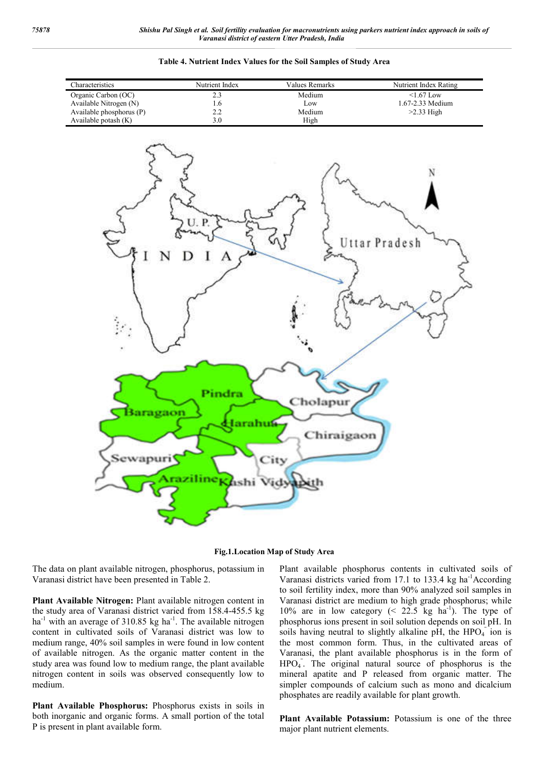**Table 4. Nutrient Index Values for the Soil Samples of Study Area**

| Characteristics | Nutrient Index | Values Remarks | Nutrient Index Rating |
|---|---|---|---|
| Organic Carbon (OC) | 2.3 | Medium | <1.67 Low |
| Available Nitrogen (N) | 1.6 | Low | 1.67-2.33 Medium |
| Available phosphorus (P) | 2.2 | Medium | >2.33 High |
| Available potash (K) | 3.0 | High | |

**Fig.1.Location Map of Study Area**

The data on plant available nitrogen, phosphorus, potassium in Varanasi district have been presented in Table 2.

**Plant Available Nitrogen:** Plant available nitrogen content in the study area of Varanasi district varied from 158.4-455.5 kg $ha^{-1}$ with an average of 310.85 kg $ha^{-1}$. The available nitrogen content in cultivated soils of Varanasi district was low to medium range, 40% soil samples in were found in low content of available nitrogen. As the organic matter content in the study area was found low to medium range, the plant available nitrogen content in soils was observed consequently low to medium.

**Plant Available Phosphorus:** Phosphorus exists in soils in both inorganic and organic forms. A small portion of the total P is present in plant available form.

Plant available phosphorus contents in cultivated soils of Varanasi districts varied from 17.1 to 133.4 kg $ha^{-1}$According to soil fertility index, more than 90% analyzed soil samples in Varanasi district are medium to high grade phosphorus; while 10% are in low category (< 22.5 kg $ha^{-1}$). The type of phosphorus ions present in soil solution depends on soil pH. In soils having neutral to slightly alkaline pH, the $HPO_4^-$ ion is the most common form. Thus, in the cultivated areas of Varanasi, the plant available phosphorus is in the form of $HPO_4^-$. The original natural source of phosphorus is the mineral apatite and P released from organic matter. The simpler compounds of calcium such as mono and dicalcium phosphates are readily available for plant growth.

**Plant Available Potassium:** Potassium is one of the three major plant nutrient elements.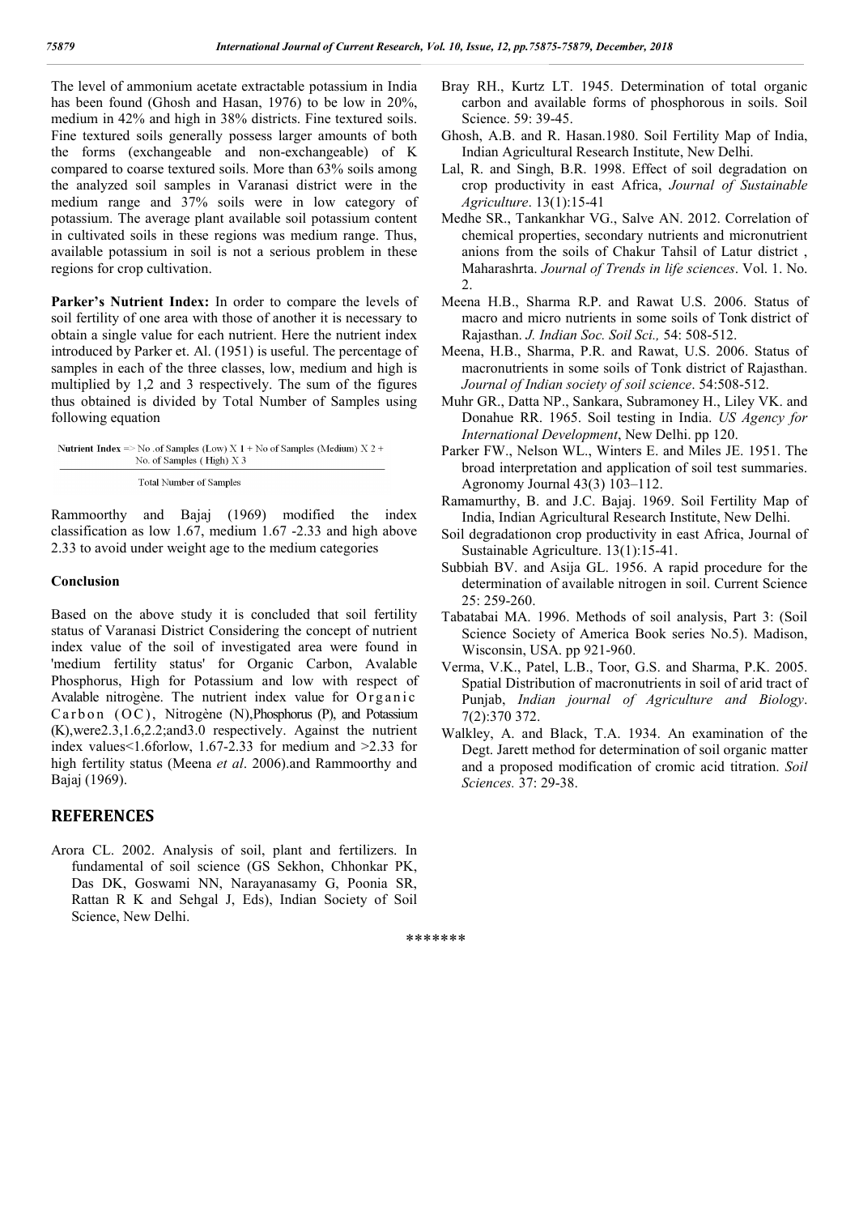The level of ammonium acetate extractable potassium in India has been found (Ghosh and Hasan, 1976) to be low in 20%, medium in 42% and high in 38% districts. Fine textured soils. Fine textured soils generally possess larger amounts of both the forms (exchangeable and non-exchangeable) of K compared to coarse textured soils. More than 63% soils among the analyzed soil samples in Varanasi district were in the medium range and 37% soils were in low category of potassium. The average plant available soil potassium content in cultivated soils in these regions was medium range. Thus, available potassium in soil is not a serious problem in these regions for crop cultivation.

**Parker's Nutrient Index:** In order to compare the levels of soil fertility of one area with those of another it is necessary to obtain a single value for each nutrient. Here the nutrient index introduced by Parker et. Al. (1951) is useful. The percentage of samples in each of the three classes, low, medium and high is multiplied by 1,2 and 3 respectively. The sum of the figures thus obtained is divided by Total Number of Samples using following equation

$$\textbf{Nutrient Index} \Rightarrow \frac{\text{No .of Samples (Low) X 1 + No of Samples (Medium) X 2 + No. of Samples ( High) X 3}}{\text{Total Number of Samples}}$$

Rammoorthy and Bajaj (1969) modified the index classification as low 1.67, medium 1.67 -2.33 and high above 2.33 to avoid under weight age to the medium categories

### Conclusion

Based on the above study it is concluded that soil fertility status of Varanasi District Considering the concept of nutrient index value of the soil of investigated area were found in 'medium fertility status' for Organic Carbon, Avalable Phosphorus, High for Potassium and low with respect of Avalable nitrogène. The nutrient index value for Organic Carbon (OC), Nitrogène (N),Phosphorus (P), and Potassium (K),were2.3,1.6,2.2;and3.0 respectively. Against the nutrient index values<1.6forlow, 1.67-2.33 for medium and >2.33 for high fertility status (Meena *et al*. 2006).and Rammoorthy and Bajaj (1969).

## REFERENCES

Arora CL. 2002. Analysis of soil, plant and fertilizers. In fundamental of soil science (GS Sekhon, Chhonkar PK, Das DK, Goswami NN, Narayanasamy G, Poonia SR, Rattan R K and Sehgal J, Eds), Indian Society of Soil Science, New Delhi.

Bray RH., Kurtz LT. 1945. Determination of total organic carbon and available forms of phosphorous in soils. Soil Science. 59: 39-45.

Ghosh, A.B. and R. Hasan.1980. Soil Fertility Map of India, Indian Agricultural Research Institute, New Delhi.

Lal, R. and Singh, B.R. 1998. Effect of soil degradation on crop productivity in east Africa, *Journal of Sustainable Agriculture*. 13(1):15-41

Medhe SR., Tankankhar VG., Salve AN. 2012. Correlation of chemical properties, secondary nutrients and micronutrient anions from the soils of Chakur Tahsil of Latur district , Maharashrta. *Journal of Trends in life sciences*. Vol. 1. No. 2.

Meena H.B., Sharma R.P. and Rawat U.S. 2006. Status of macro and micro nutrients in some soils of Tonk district of Rajasthan. *J. Indian Soc. Soil Sci.,* 54: 508-512.

Meena, H.B., Sharma, P.R. and Rawat, U.S. 2006. Status of macronutrients in some soils of Tonk district of Rajasthan. *Journal of Indian society of soil science*. 54:508-512.

Muhr GR., Datta NP., Sankara, Subramoney H., Liley VK. and Donahue RR. 1965. Soil testing in India. *US Agency for International Development*, New Delhi. pp 120.

Parker FW., Nelson WL., Winters E. and Miles JE. 1951. The broad interpretation and application of soil test summaries. Agronomy Journal 43(3) 103–112.

Ramamurthy, B. and J.C. Bajaj. 1969. Soil Fertility Map of India, Indian Agricultural Research Institute, New Delhi.

Soil degradationon crop productivity in east Africa, Journal of Sustainable Agriculture. 13(1):15-41.

Subbiah BV. and Asija GL. 1956. A rapid procedure for the determination of available nitrogen in soil. Current Science 25: 259-260.

Tabatabai MA. 1996. Methods of soil analysis, Part 3: (Soil Science Society of America Book series No.5). Madison, Wisconsin, USA. pp 921-960.

Verma, V.K., Patel, L.B., Toor, G.S. and Sharma, P.K. 2005. Spatial Distribution of macronutrients in soil of arid tract of Punjab, *Indian journal of Agriculture and Biology*. 7(2):370 372.

Walkley, A. and Black, T.A. 1934. An examination of the Degt. Jarett method for determination of soil organic matter and a proposed modification of cromic acid titration. *Soil Sciences.* 37: 29-38.

\*\*\*\*\*\*\*